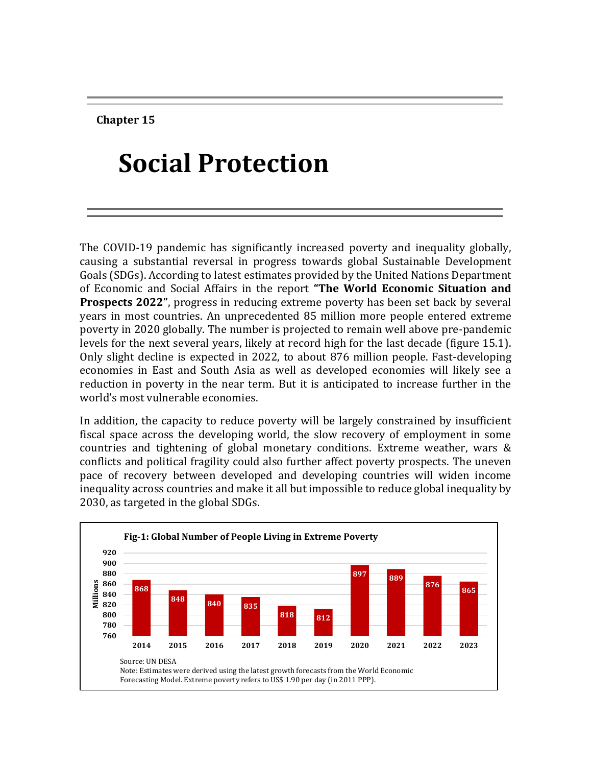Chapter 15

# Social Protection

The COVID-19 pandemic has significantly increased poverty and inequality globally, causing a substantial reversal in progress towards global Sustainable Development Goals (SDGs). According to latest estimates provided by the United Nations Department of Economic and Social Affairs in the report **"The World Economic Situation and Prospects 2022"**, progress in reducing extreme poverty has been set back by several years in most countries. An unprecedented 85 million more people entered extreme poverty in 2020 globally. The number is projected to remain well above pre-pandemic levels for the next several years, likely at record high for the last decade (figure 15.1). Only slight decline is expected in 2022, to about 876 million people. Fast-developing economies in East and South Asia as well as developed economies will likely see a reduction in poverty in the near term. But it is anticipated to increase further in the world's most vulnerable economies.

In addition, the capacity to reduce poverty will be largely constrained by insufficient fiscal space across the developing world, the slow recovery of employment in some countries and tightening of global monetary conditions. Extreme weather, wars & conflicts and political fragility could also further affect poverty prospects. The uneven pace of recovery between developed and developing countries will widen income inequality across countries and make it all but impossible to reduce global inequality by 2030, as targeted in the global SDGs.

**Fig-1: Global Number of People Living in Extreme Poverty**

| Year | Millions |
|---|---|
| 2014 | 868 |
| 2015 | 848 |
| 2016 | 840 |
| 2017 | 835 |
| 2018 | 818 |
| 2019 | 812 |
| 2020 | 897 |
| 2021 | 889 |
| 2022 | 876 |
| 2023 | 865 |

Source: UN DESA

Note: Estimates were derived using the latest growth forecasts from the World Economic Forecasting Model. Extreme poverty refers to US$ 1.90 per day (in 2011 PPP).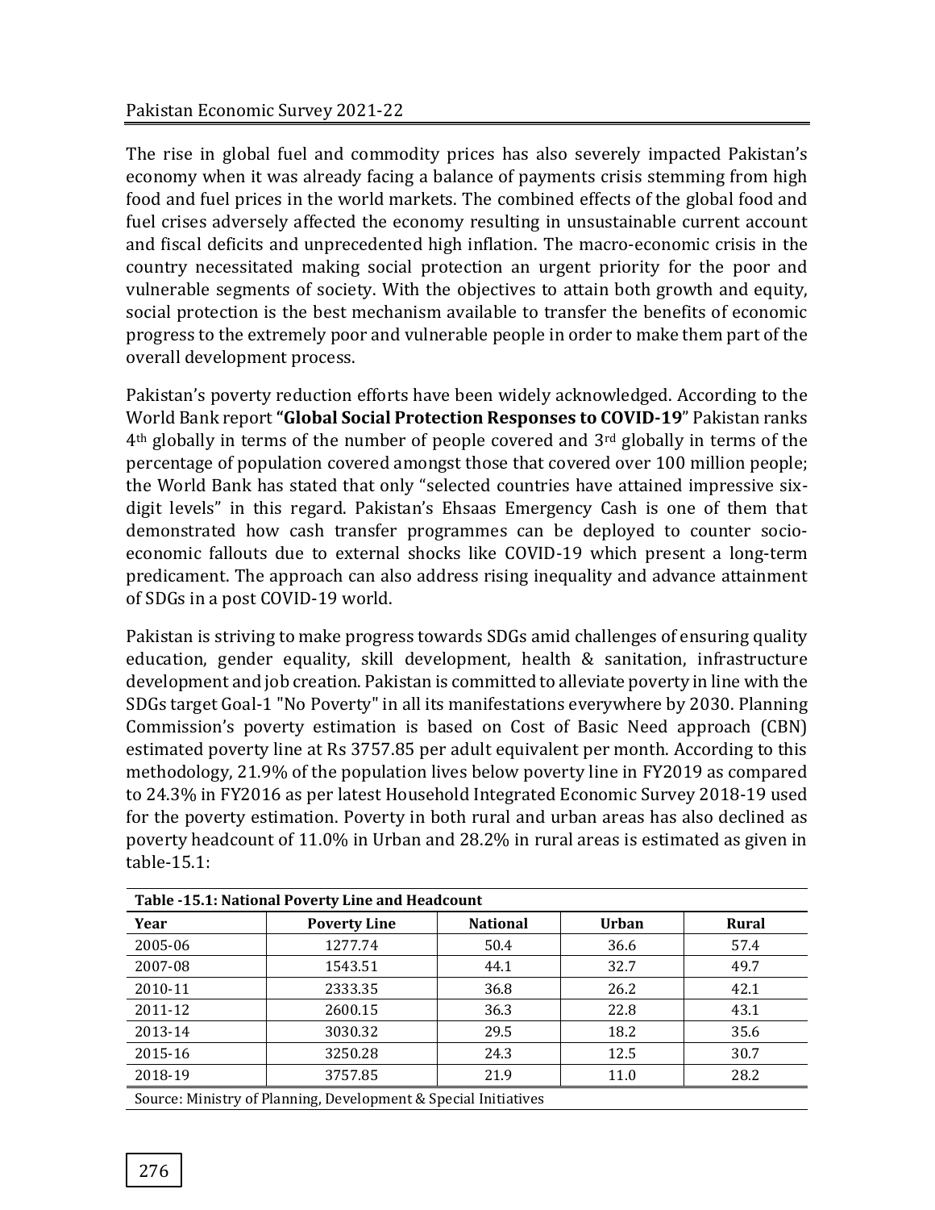The rise in global fuel and commodity prices has also severely impacted Pakistan's economy when it was already facing a balance of payments crisis stemming from high food and fuel prices in the world markets. The combined effects of the global food and fuel crises adversely affected the economy resulting in unsustainable current account and fiscal deficits and unprecedented high inflation. The macro-economic crisis in the country necessitated making social protection an urgent priority for the poor and vulnerable segments of society. With the objectives to attain both growth and equity, social protection is the best mechanism available to transfer the benefits of economic progress to the extremely poor and vulnerable people in order to make them part of the overall development process.

Pakistan's poverty reduction efforts have been widely acknowledged. According to the World Bank report **"Global Social Protection Responses to COVID-19"** Pakistan ranks 4th globally in terms of the number of people covered and 3rd globally in terms of the percentage of population covered amongst those that covered over 100 million people; the World Bank has stated that only "selected countries have attained impressive six-digit levels" in this regard. Pakistan's Ehsaas Emergency Cash is one of them that demonstrated how cash transfer programmes can be deployed to counter socio-economic fallouts due to external shocks like COVID-19 which present a long-term predicament. The approach can also address rising inequality and advance attainment of SDGs in a post COVID-19 world.

Pakistan is striving to make progress towards SDGs amid challenges of ensuring quality education, gender equality, skill development, health & sanitation, infrastructure development and job creation. Pakistan is committed to alleviate poverty in line with the SDGs target Goal-1 "No Poverty" in all its manifestations everywhere by 2030. Planning Commission's poverty estimation is based on Cost of Basic Need approach (CBN) estimated poverty line at Rs 3757.85 per adult equivalent per month. According to this methodology, 21.9% of the population lives below poverty line in FY2019 as compared to 24.3% in FY2016 as per latest Household Integrated Economic Survey 2018-19 used for the poverty estimation. Poverty in both rural and urban areas has also declined as poverty headcount of 11.0% in Urban and 28.2% in rural areas is estimated as given in table-15.1:

**Table -15.1: National Poverty Line and Headcount**

| Year | Poverty Line | National | Urban | Rural |
|---|---|---|---|---|
| 2005-06 | 1277.74 | 50.4 | 36.6 | 57.4 |
| 2007-08 | 1543.51 | 44.1 | 32.7 | 49.7 |
| 2010-11 | 2333.35 | 36.8 | 26.2 | 42.1 |
| 2011-12 | 2600.15 | 36.3 | 22.8 | 43.1 |
| 2013-14 | 3030.32 | 29.5 | 18.2 | 35.6 |
| 2015-16 | 3250.28 | 24.3 | 12.5 | 30.7 |
| 2018-19 | 3757.85 | 21.9 | 11.0 | 28.2 |

Source: Ministry of Planning, Development & Special Initiatives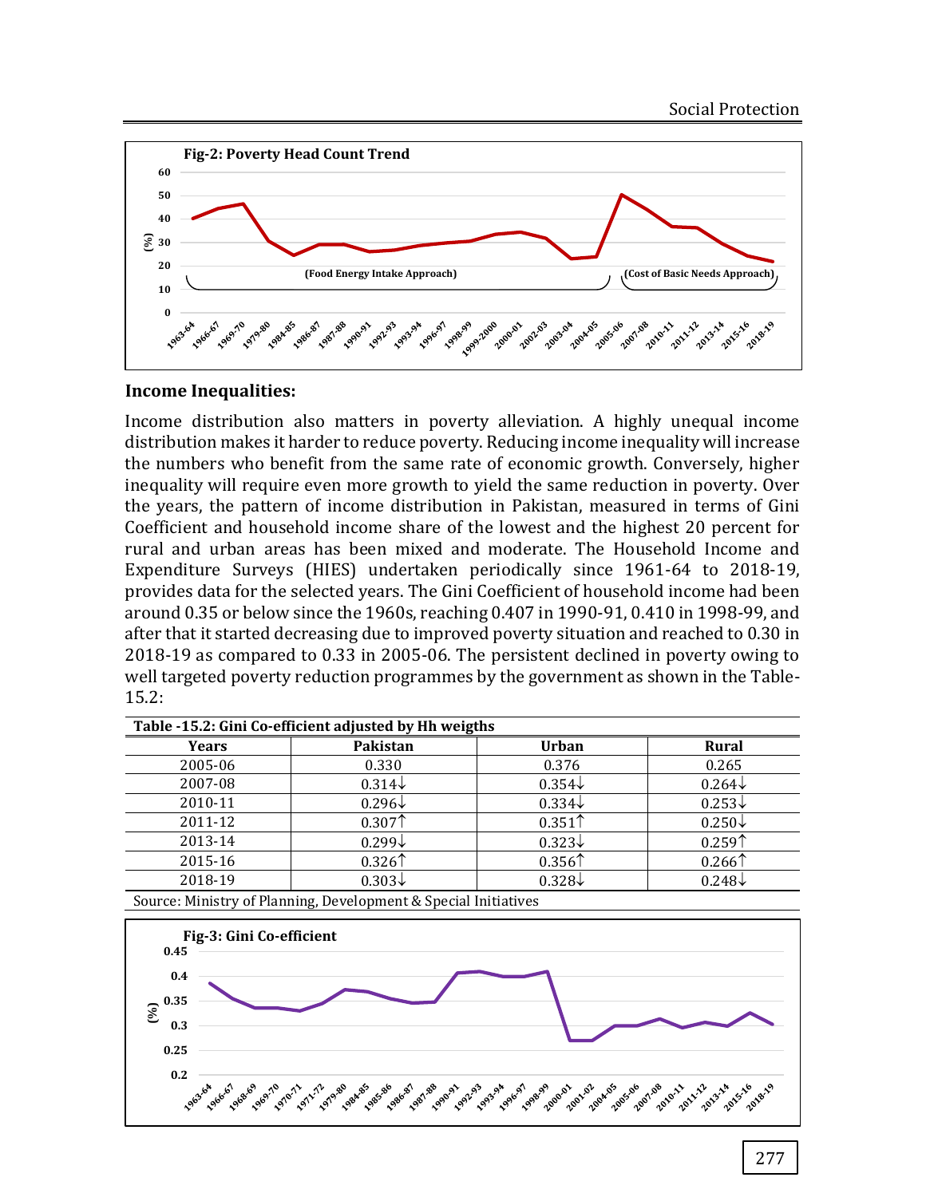**Fig-2: Poverty Head Count Trend**

## Income Inequalities:

Income distribution also matters in poverty alleviation. A highly unequal income distribution makes it harder to reduce poverty. Reducing income inequality will increase the numbers who benefit from the same rate of economic growth. Conversely, higher inequality will require even more growth to yield the same reduction in poverty. Over the years, the pattern of income distribution in Pakistan, measured in terms of Gini Coefficient and household income share of the lowest and the highest 20 percent for rural and urban areas has been mixed and moderate. The Household Income and Expenditure Surveys (HIES) undertaken periodically since 1961-64 to 2018-19, provides data for the selected years. The Gini Coefficient of household income had been around 0.35 or below since the 1960s, reaching 0.407 in 1990-91, 0.410 in 1998-99, and after that it started decreasing due to improved poverty situation and reached to 0.30 in 2018-19 as compared to 0.33 in 2005-06. The persistent declined in poverty owing to well targeted poverty reduction programmes by the government as shown in the Table-15.2:

**Table -15.2: Gini Co-efficient adjusted by Hh weigths**

| Years | Pakistan | Urban | Rural |
|---|---|---|---|
| 2005-06 | 0.330 | 0.376 | 0.265 |
| 2007-08 | 0.314↓ | 0.354↓ | 0.264↓ |
| 2010-11 | 0.296↓ | 0.334↓ | 0.253↓ |
| 2011-12 | 0.307↑ | 0.351↑ | 0.250↓ |
| 2013-14 | 0.299↓ | 0.323↓ | 0.259↑ |
| 2015-16 | 0.326↑ | 0.356↑ | 0.266↑ |
| 2018-19 | 0.303↓ | 0.328↓ | 0.248↓ |

Source: Ministry of Planning, Development & Special Initiatives

**Fig-3: Gini Co-efficient**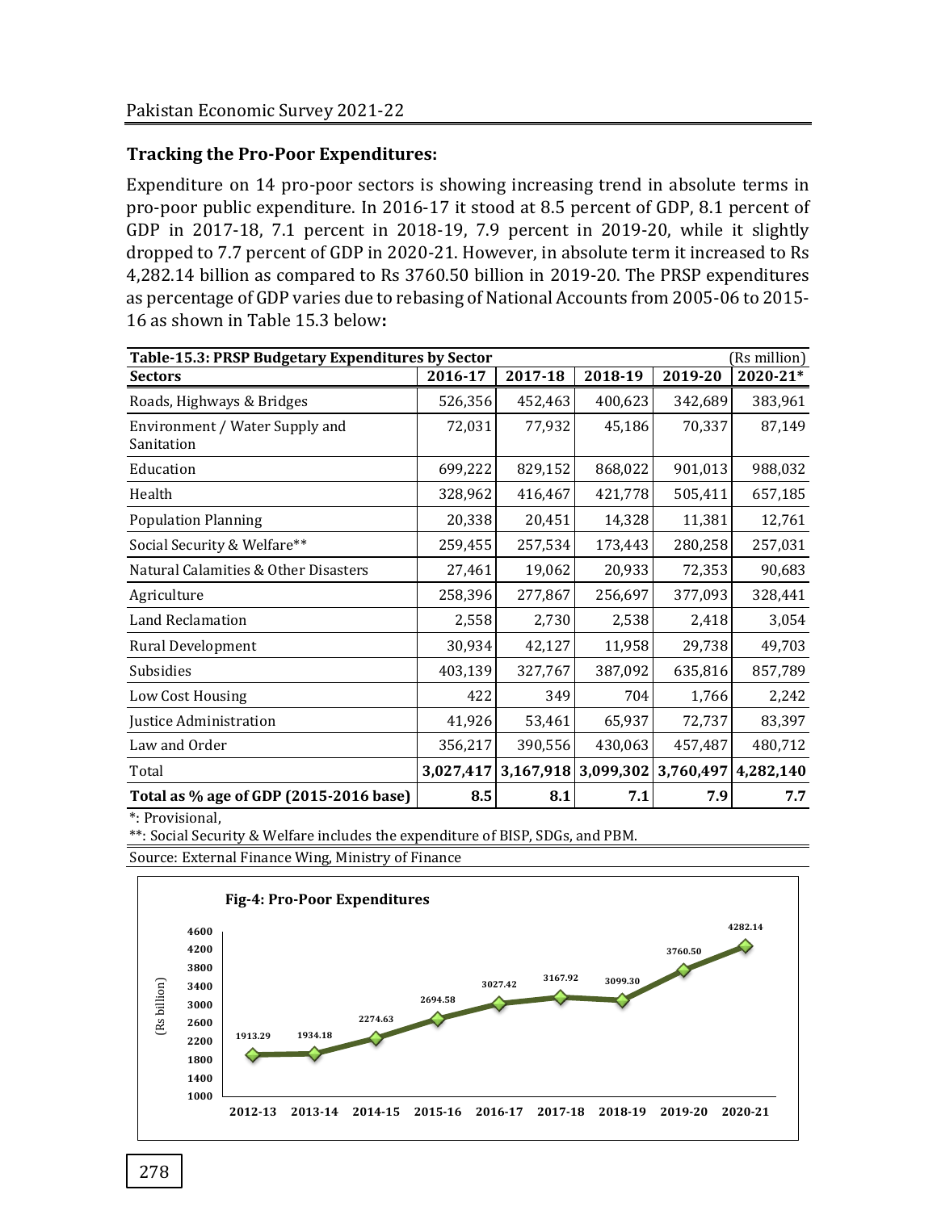### Tracking the Pro-Poor Expenditures:

Expenditure on 14 pro-poor sectors is showing increasing trend in absolute terms in pro-poor public expenditure. In 2016-17 it stood at 8.5 percent of GDP, 8.1 percent of GDP in 2017-18, 7.1 percent in 2018-19, 7.9 percent in 2019-20, while it slightly dropped to 7.7 percent of GDP in 2020-21. However, in absolute term it increased to Rs 4,282.14 billion as compared to Rs 3760.50 billion in 2019-20. The PRSP expenditures as percentage of GDP varies due to rebasing of National Accounts from 2005-06 to 2015-16 as shown in Table 15.3 below**:**

**Table-15.3: PRSP Budgetary Expenditures by Sector** (Rs million)

| Sectors | 2016-17 | 2017-18 | 2018-19 | 2019-20 | 2020-21* |
|---|---|---|---|---|---|
| Roads, Highways & Bridges | 526,356 | 452,463 | 400,623 | 342,689 | 383,961 |
| Environment / Water Supply and Sanitation | 72,031 | 77,932 | 45,186 | 70,337 | 87,149 |
| Education | 699,222 | 829,152 | 868,022 | 901,013 | 988,032 |
| Health | 328,962 | 416,467 | 421,778 | 505,411 | 657,185 |
| Population Planning | 20,338 | 20,451 | 14,328 | 11,381 | 12,761 |
| Social Security & Welfare** | 259,455 | 257,534 | 173,443 | 280,258 | 257,031 |
| Natural Calamities & Other Disasters | 27,461 | 19,062 | 20,933 | 72,353 | 90,683 |
| Agriculture | 258,396 | 277,867 | 256,697 | 377,093 | 328,441 |
| Land Reclamation | 2,558 | 2,730 | 2,538 | 2,418 | 3,054 |
| Rural Development | 30,934 | 42,127 | 11,958 | 29,738 | 49,703 |
| Subsidies | 403,139 | 327,767 | 387,092 | 635,816 | 857,789 |
| Low Cost Housing | 422 | 349 | 704 | 1,766 | 2,242 |
| Justice Administration | 41,926 | 53,461 | 65,937 | 72,737 | 83,397 |
| Law and Order | 356,217 | 390,556 | 430,063 | 457,487 | 480,712 |
| Total | 3,027,417 | 3,167,918 | 3,099,302 | 3,760,497 | 4,282,140 |
| **Total as % age of GDP (2015-2016 base)** | **8.5** | **8.1** | **7.1** | **7.9** | **7.7** |

*: Provisional,

**: Social Security & Welfare includes the expenditure of BISP, SDGs, and PBM.

Source: External Finance Wing, Ministry of Finance

**Fig-4: Pro-Poor Expenditures**

| Year | Rs billion |
|---|---|
| 2012-13 | 1913.29 |
| 2013-14 | 1934.18 |
| 2014-15 | 2274.63 |
| 2015-16 | 2694.58 |
| 2016-17 | 3027.42 |
| 2017-18 | 3167.92 |
| 2018-19 | 3099.30 |
| 2019-20 | 3760.50 |
| 2020-21 | 4282.14 |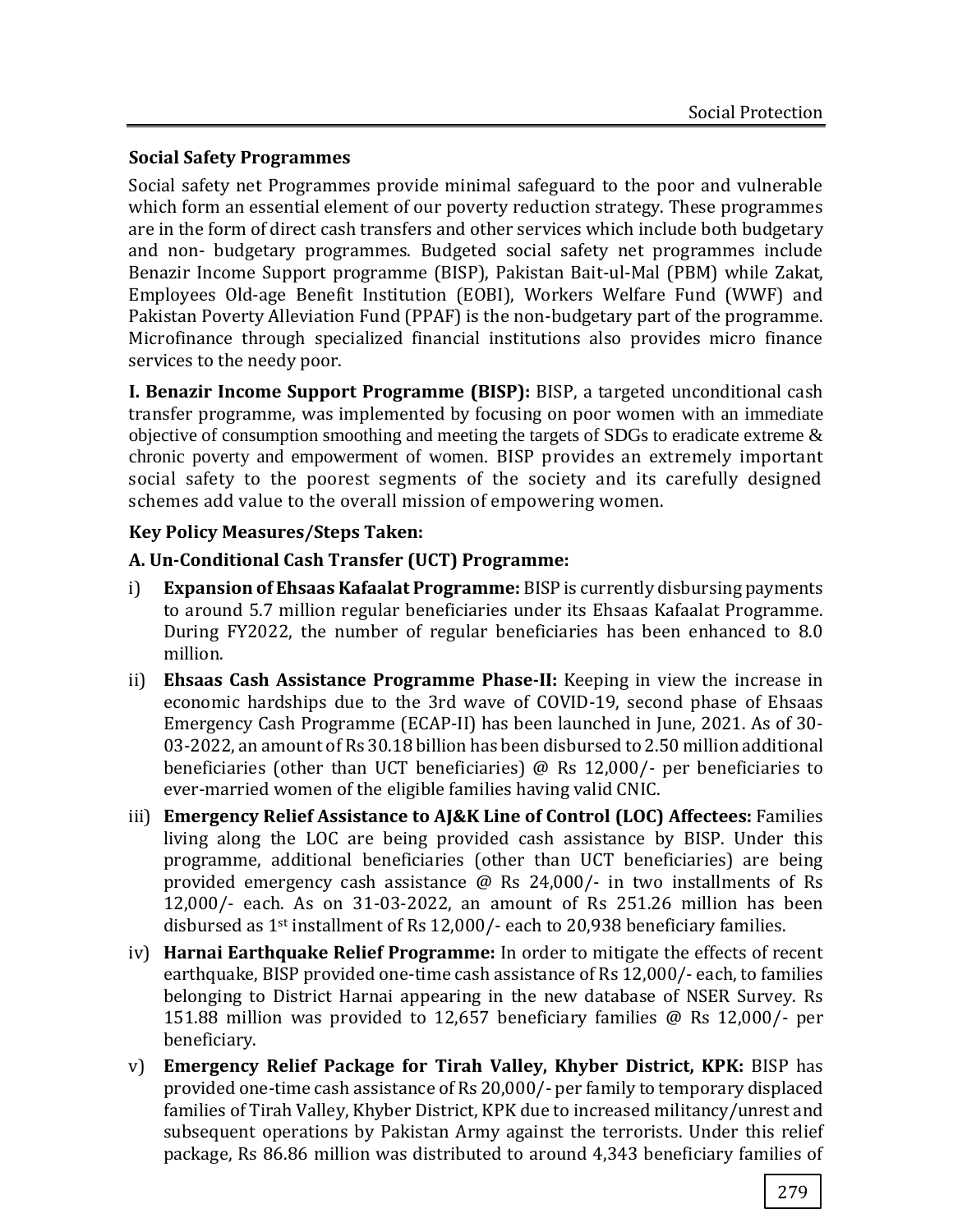## Social Safety Programmes

Social safety net Programmes provide minimal safeguard to the poor and vulnerable which form an essential element of our poverty reduction strategy. These programmes are in the form of direct cash transfers and other services which include both budgetary and non- budgetary programmes. Budgeted social safety net programmes include Benazir Income Support programme (BISP), Pakistan Bait-ul-Mal (PBM) while Zakat, Employees Old-age Benefit Institution (EOBI), Workers Welfare Fund (WWF) and Pakistan Poverty Alleviation Fund (PPAF) is the non-budgetary part of the programme. Microfinance through specialized financial institutions also provides micro finance services to the needy poor.

**I. Benazir Income Support Programme (BISP):** BISP, a targeted unconditional cash transfer programme, was implemented by focusing on poor women with an immediate objective of consumption smoothing and meeting the targets of SDGs to eradicate extreme & chronic poverty and empowerment of women. BISP provides an extremely important social safety to the poorest segments of the society and its carefully designed schemes add value to the overall mission of empowering women.

### Key Policy Measures/Steps Taken:

### A. Un-Conditional Cash Transfer (UCT) Programme:

i) **Expansion of Ehsaas Kafaalat Programme:** BISP is currently disbursing payments to around 5.7 million regular beneficiaries under its Ehsaas Kafaalat Programme. During FY2022, the number of regular beneficiaries has been enhanced to 8.0 million.

ii) **Ehsaas Cash Assistance Programme Phase-II:** Keeping in view the increase in economic hardships due to the 3rd wave of COVID-19, second phase of Ehsaas Emergency Cash Programme (ECAP-II) has been launched in June, 2021. As of 30-03-2022, an amount of Rs 30.18 billion has been disbursed to 2.50 million additional beneficiaries (other than UCT beneficiaries) @ Rs 12,000/- per beneficiaries to ever-married women of the eligible families having valid CNIC.

iii) **Emergency Relief Assistance to AJ&K Line of Control (LOC) Affectees:** Families living along the LOC are being provided cash assistance by BISP. Under this programme, additional beneficiaries (other than UCT beneficiaries) are being provided emergency cash assistance @ Rs 24,000/- in two installments of Rs 12,000/- each. As on 31-03-2022, an amount of Rs 251.26 million has been disbursed as 1st installment of Rs 12,000/- each to 20,938 beneficiary families.

iv) **Harnai Earthquake Relief Programme:** In order to mitigate the effects of recent earthquake, BISP provided one-time cash assistance of Rs 12,000/- each, to families belonging to District Harnai appearing in the new database of NSER Survey. Rs 151.88 million was provided to 12,657 beneficiary families @ Rs 12,000/- per beneficiary.

v) **Emergency Relief Package for Tirah Valley, Khyber District, KPK:** BISP has provided one-time cash assistance of Rs 20,000/- per family to temporary displaced families of Tirah Valley, Khyber District, KPK due to increased militancy/unrest and subsequent operations by Pakistan Army against the terrorists. Under this relief package, Rs 86.86 million was distributed to around 4,343 beneficiary families of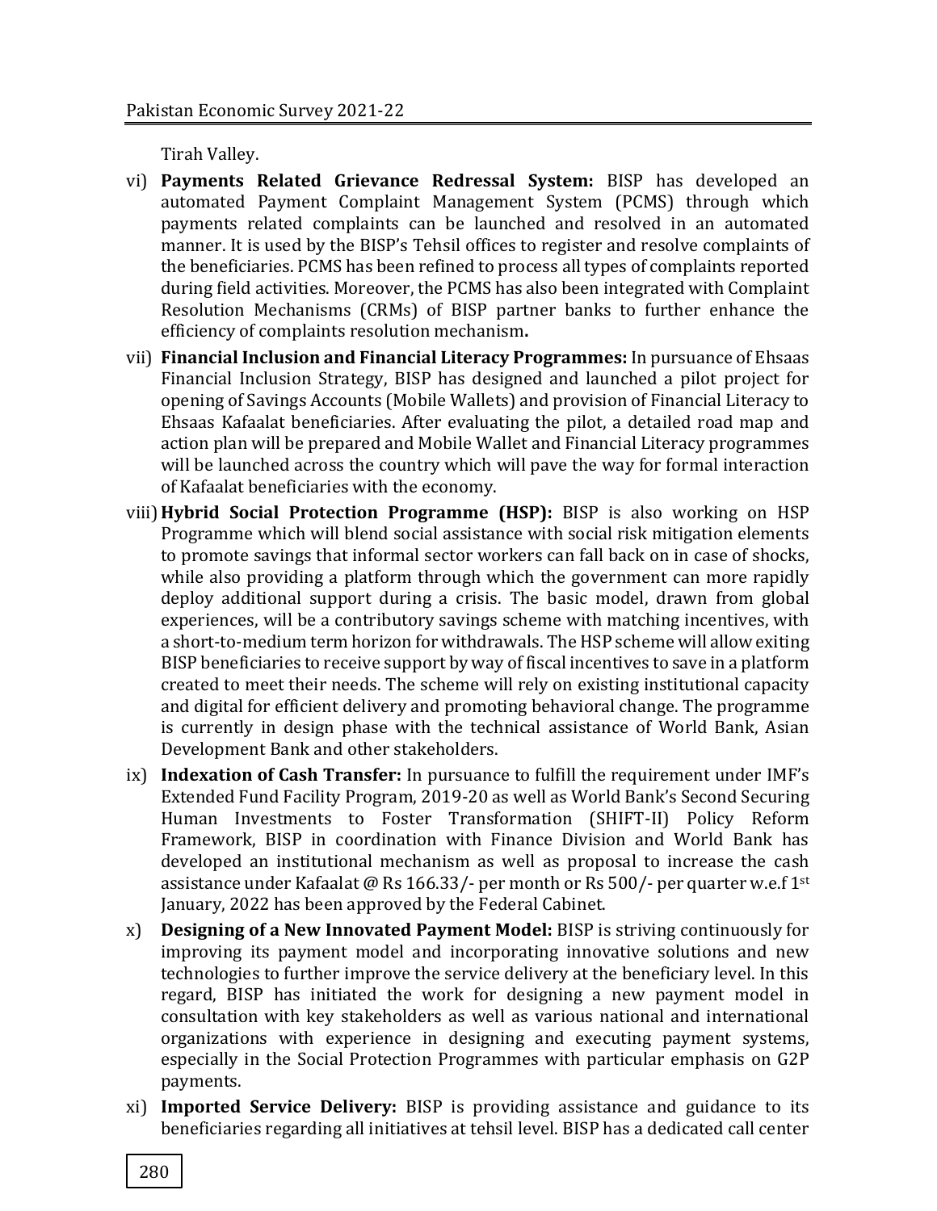Tirah Valley.

vi) **Payments Related Grievance Redressal System:** BISP has developed an automated Payment Complaint Management System (PCMS) through which payments related complaints can be launched and resolved in an automated manner. It is used by the BISP's Tehsil offices to register and resolve complaints of the beneficiaries. PCMS has been refined to process all types of complaints reported during field activities. Moreover, the PCMS has also been integrated with Complaint Resolution Mechanisms (CRMs) of BISP partner banks to further enhance the efficiency of complaints resolution mechanism**.**

vii) **Financial Inclusion and Financial Literacy Programmes:** In pursuance of Ehsaas Financial Inclusion Strategy, BISP has designed and launched a pilot project for opening of Savings Accounts (Mobile Wallets) and provision of Financial Literacy to Ehsaas Kafaalat beneficiaries. After evaluating the pilot, a detailed road map and action plan will be prepared and Mobile Wallet and Financial Literacy programmes will be launched across the country which will pave the way for formal interaction of Kafaalat beneficiaries with the economy.

viii) **Hybrid Social Protection Programme (HSP):** BISP is also working on HSP Programme which will blend social assistance with social risk mitigation elements to promote savings that informal sector workers can fall back on in case of shocks, while also providing a platform through which the government can more rapidly deploy additional support during a crisis. The basic model, drawn from global experiences, will be a contributory savings scheme with matching incentives, with a short-to-medium term horizon for withdrawals. The HSP scheme will allow exiting BISP beneficiaries to receive support by way of fiscal incentives to save in a platform created to meet their needs. The scheme will rely on existing institutional capacity and digital for efficient delivery and promoting behavioral change. The programme is currently in design phase with the technical assistance of World Bank, Asian Development Bank and other stakeholders.

ix) **Indexation of Cash Transfer:** In pursuance to fulfill the requirement under IMF's Extended Fund Facility Program, 2019-20 as well as World Bank's Second Securing Human Investments to Foster Transformation (SHIFT-II) Policy Reform Framework, BISP in coordination with Finance Division and World Bank has developed an institutional mechanism as well as proposal to increase the cash assistance under Kafaalat @ Rs 166.33/- per month or Rs 500/- per quarter w.e.f 1st January, 2022 has been approved by the Federal Cabinet.

x) **Designing of a New Innovated Payment Model:** BISP is striving continuously for improving its payment model and incorporating innovative solutions and new technologies to further improve the service delivery at the beneficiary level. In this regard, BISP has initiated the work for designing a new payment model in consultation with key stakeholders as well as various national and international organizations with experience in designing and executing payment systems, especially in the Social Protection Programmes with particular emphasis on G2P payments.

xi) **Imported Service Delivery:** BISP is providing assistance and guidance to its beneficiaries regarding all initiatives at tehsil level. BISP has a dedicated call center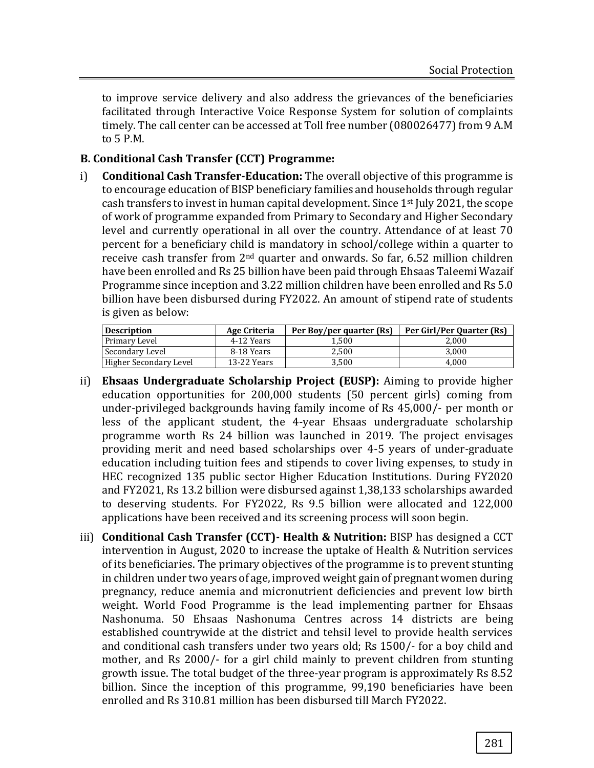to improve service delivery and also address the grievances of the beneficiaries facilitated through Interactive Voice Response System for solution of complaints timely. The call center can be accessed at Toll free number (080026477) from 9 A.M to 5 P.M.

**B. Conditional Cash Transfer (CCT) Programme:**

i) **Conditional Cash Transfer-Education:** The overall objective of this programme is to encourage education of BISP beneficiary families and households through regular cash transfers to invest in human capital development. Since 1st July 2021, the scope of work of programme expanded from Primary to Secondary and Higher Secondary level and currently operational in all over the country. Attendance of at least 70 percent for a beneficiary child is mandatory in school/college within a quarter to receive cash transfer from 2nd quarter and onwards. So far, 6.52 million children have been enrolled and Rs 25 billion have been paid through Ehsaas Taleemi Wazaif Programme since inception and 3.22 million children have been enrolled and Rs 5.0 billion have been disbursed during FY2022. An amount of stipend rate of students is given as below:

| Description | Age Criteria | Per Boy/per quarter (Rs) | Per Girl/Per Quarter (Rs) |
|---|---|---|---|
| Primary Level | 4-12 Years | 1,500 | 2,000 |
| Secondary Level | 8-18 Years | 2,500 | 3,000 |
| Higher Secondary Level | 13-22 Years | 3,500 | 4,000 |

ii) **Ehsaas Undergraduate Scholarship Project (EUSP):** Aiming to provide higher education opportunities for 200,000 students (50 percent girls) coming from under-privileged backgrounds having family income of Rs 45,000/- per month or less of the applicant student, the 4-year Ehsaas undergraduate scholarship programme worth Rs 24 billion was launched in 2019. The project envisages providing merit and need based scholarships over 4-5 years of under-graduate education including tuition fees and stipends to cover living expenses, to study in HEC recognized 135 public sector Higher Education Institutions. During FY2020 and FY2021, Rs 13.2 billion were disbursed against 1,38,133 scholarships awarded to deserving students. For FY2022, Rs 9.5 billion were allocated and 122,000 applications have been received and its screening process will soon begin.

iii) **Conditional Cash Transfer (CCT)- Health & Nutrition:** BISP has designed a CCT intervention in August, 2020 to increase the uptake of Health & Nutrition services of its beneficiaries. The primary objectives of the programme is to prevent stunting in children under two years of age, improved weight gain of pregnant women during pregnancy, reduce anemia and micronutrient deficiencies and prevent low birth weight. World Food Programme is the lead implementing partner for Ehsaas Nashonuma. 50 Ehsaas Nashonuma Centres across 14 districts are being established countrywide at the district and tehsil level to provide health services and conditional cash transfers under two years old; Rs 1500/- for a boy child and mother, and Rs 2000/- for a girl child mainly to prevent children from stunting growth issue. The total budget of the three-year program is approximately Rs 8.52 billion. Since the inception of this programme, 99,190 beneficiaries have been enrolled and Rs 310.81 million has been disbursed till March FY2022.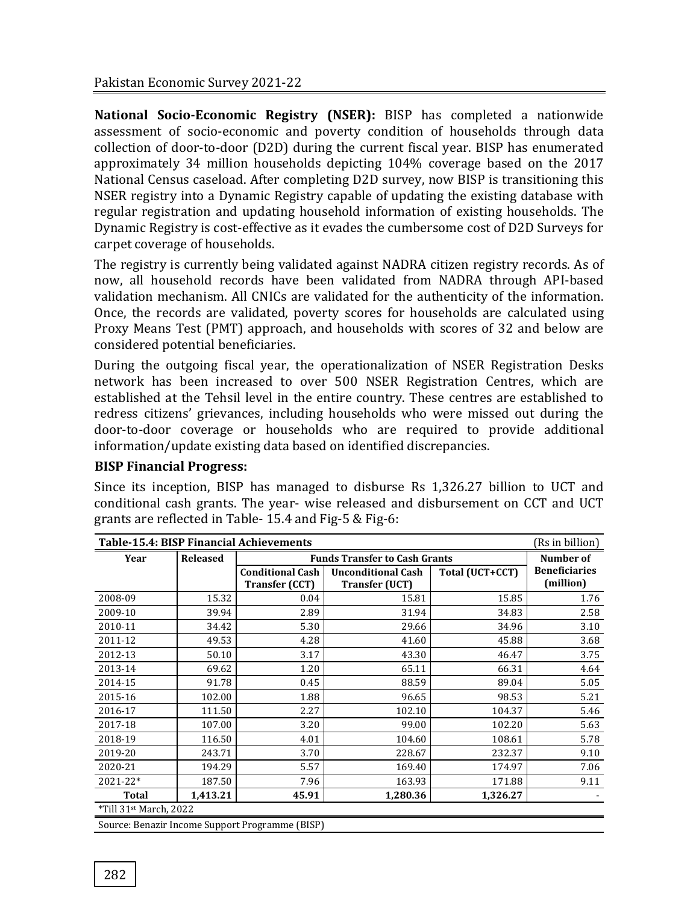**National Socio-Economic Registry (NSER):** BISP has completed a nationwide assessment of socio-economic and poverty condition of households through data collection of door-to-door (D2D) during the current fiscal year. BISP has enumerated approximately 34 million households depicting 104% coverage based on the 2017 National Census caseload. After completing D2D survey, now BISP is transitioning this NSER registry into a Dynamic Registry capable of updating the existing database with regular registration and updating household information of existing households. The Dynamic Registry is cost-effective as it evades the cumbersome cost of D2D Surveys for carpet coverage of households.

The registry is currently being validated against NADRA citizen registry records. As of now, all household records have been validated from NADRA through API-based validation mechanism. All CNICs are validated for the authenticity of the information. Once, the records are validated, poverty scores for households are calculated using Proxy Means Test (PMT) approach, and households with scores of 32 and below are considered potential beneficiaries.

During the outgoing fiscal year, the operationalization of NSER Registration Desks network has been increased to over 500 NSER Registration Centres, which are established at the Tehsil level in the entire country. These centres are established to redress citizens' grievances, including households who were missed out during the door-to-door coverage or households who are required to provide additional information/update existing data based on identified discrepancies.

**BISP Financial Progress:**

Since its inception, BISP has managed to disburse Rs 1,326.27 billion to UCT and conditional cash grants. The year- wise released and disbursement on CCT and UCT grants are reflected in Table- 15.4 and Fig-5 & Fig-6:

**Table-15.4: BISP Financial Achievements** (Rs in billion)

| Year | Released | Funds Transfer to Cash Grants | | | Number of Beneficiaries (million) |
|---|---|---|---|---|---|
| | | Conditional Cash Transfer (CCT) | Unconditional Cash Transfer (UCT) | Total (UCT+CCT) | |
| 2008-09 | 15.32 | 0.04 | 15.81 | 15.85 | 1.76 |
| 2009-10 | 39.94 | 2.89 | 31.94 | 34.83 | 2.58 |
| 2010-11 | 34.42 | 5.30 | 29.66 | 34.96 | 3.10 |
| 2011-12 | 49.53 | 4.28 | 41.60 | 45.88 | 3.68 |
| 2012-13 | 50.10 | 3.17 | 43.30 | 46.47 | 3.75 |
| 2013-14 | 69.62 | 1.20 | 65.11 | 66.31 | 4.64 |
| 2014-15 | 91.78 | 0.45 | 88.59 | 89.04 | 5.05 |
| 2015-16 | 102.00 | 1.88 | 96.65 | 98.53 | 5.21 |
| 2016-17 | 111.50 | 2.27 | 102.10 | 104.37 | 5.46 |
| 2017-18 | 107.00 | 3.20 | 99.00 | 102.20 | 5.63 |
| 2018-19 | 116.50 | 4.01 | 104.60 | 108.61 | 5.78 |
| 2019-20 | 243.71 | 3.70 | 228.67 | 232.37 | 9.10 |
| 2020-21 | 194.29 | 5.57 | 169.40 | 174.97 | 7.06 |
| 2021-22* | 187.50 | 7.96 | 163.93 | 171.88 | 9.11 |
| **Total** | **1,413.21** | **45.91** | **1,280.36** | **1,326.27** | - |

*Till 31st March, 2022

Source: Benazir Income Support Programme (BISP)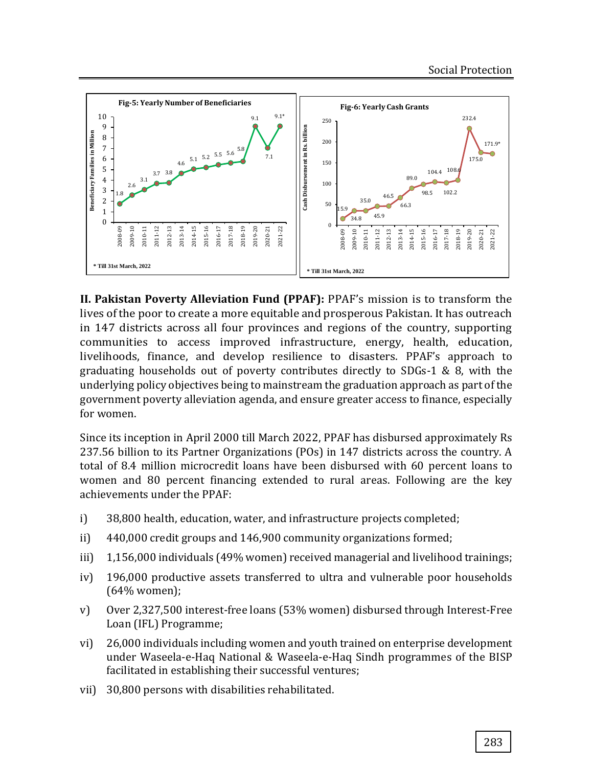**Fig-5: Yearly Number of Beneficiaries**

| Year | Beneficiary Families in Million |
|---|---|
| 2008-09 | 1.8 |
| 2009-10 | 2.6 |
| 2010-11 | 3.1 |
| 2011-12 | 3.7 |
| 2012-13 | 3.8 |
| 2013-14 | 4.6 |
| 2014-15 | 5.1 |
| 2015-16 | 5.2 |
| 2016-17 | 5.5 |
| 2017-18 | 5.6 |
| 2018-19 | 5.8 |
| 2019-20 | 9.1 |
| 2020-21 | 7.1 |
| 2021-22 | 9.1* |

\* Till 31st March, 2022

**Fig-6: Yearly Cash Grants**

| Year | Cash Disbursement in Rs. billion |
|---|---|
| 2008-09 | 15.9 |
| 2009-10 | 34.8 |
| 2010-11 | 35.0 |
| 2011-12 | 45.9 |
| 2012-13 | 46.5 |
| 2013-14 | 66.3 |
| 2014-15 | 89.0 |
| 2015-16 | 98.5 |
| 2016-17 | 104.4 |
| 2017-18 | 102.2 |
| 2018-19 | 108.6 |
| 2019-20 | 232.4 |
| 2020-21 | 175.0 |
| 2021-22 | 171.9* |

\* Till 31st March, 2022

**II. Pakistan Poverty Alleviation Fund (PPAF):** PPAF's mission is to transform the lives of the poor to create a more equitable and prosperous Pakistan. It has outreach in 147 districts across all four provinces and regions of the country, supporting communities to access improved infrastructure, energy, health, education, livelihoods, finance, and develop resilience to disasters. PPAF's approach to graduating households out of poverty contributes directly to SDGs-1 & 8, with the underlying policy objectives being to mainstream the graduation approach as part of the government poverty alleviation agenda, and ensure greater access to finance, especially for women.

Since its inception in April 2000 till March 2022, PPAF has disbursed approximately Rs 237.56 billion to its Partner Organizations (POs) in 147 districts across the country. A total of 8.4 million microcredit loans have been disbursed with 60 percent loans to women and 80 percent financing extended to rural areas. Following are the key achievements under the PPAF:

i) 38,800 health, education, water, and infrastructure projects completed;

ii) 440,000 credit groups and 146,900 community organizations formed;

iii) 1,156,000 individuals (49% women) received managerial and livelihood trainings;

iv) 196,000 productive assets transferred to ultra and vulnerable poor households (64% women);

v) Over 2,327,500 interest-free loans (53% women) disbursed through Interest-Free Loan (IFL) Programme;

vi) 26,000 individuals including women and youth trained on enterprise development under Waseela-e-Haq National & Waseela-e-Haq Sindh programmes of the BISP facilitated in establishing their successful ventures;

vii) 30,800 persons with disabilities rehabilitated.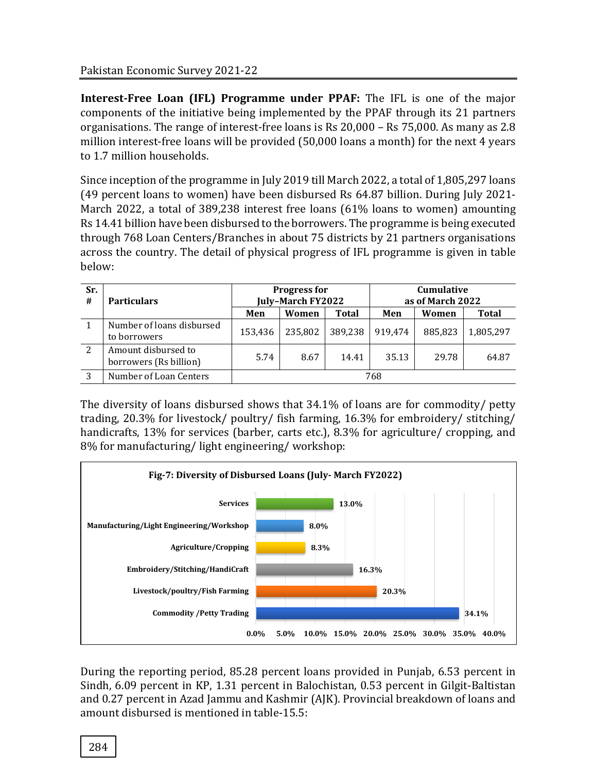**Interest-Free Loan (IFL) Programme under PPAF:** The IFL is one of the major components of the initiative being implemented by the PPAF through its 21 partners organisations. The range of interest-free loans is Rs 20,000 – Rs 75,000. As many as 2.8 million interest-free loans will be provided (50,000 loans a month) for the next 4 years to 1.7 million households.

Since inception of the programme in July 2019 till March 2022, a total of 1,805,297 loans (49 percent loans to women) have been disbursed Rs 64.87 billion. During July 2021-March 2022, a total of 389,238 interest free loans (61% loans to women) amounting Rs 14.41 billion have been disbursed to the borrowers. The programme is being executed through 768 Loan Centers/Branches in about 75 districts by 21 partners organisations across the country. The detail of physical progress of IFL programme is given in table below:

| Sr. # | Particulars | Progress for July–March FY2022 | | | Cumulative as of March 2022 | | |
|---|---|---|---|---|---|---|---|
| | | Men | Women | Total | Men | Women | Total |
| 1 | Number of loans disbursed to borrowers | 153,436 | 235,802 | 389,238 | 919,474 | 885,823 | 1,805,297 |
| 2 | Amount disbursed to borrowers (Rs billion) | 5.74 | 8.67 | 14.41 | 35.13 | 29.78 | 64.87 |
| 3 | Number of Loan Centers | 768 | | | | | |

The diversity of loans disbursed shows that 34.1% of loans are for commodity/ petty trading, 20.3% for livestock/ poultry/ fish farming, 16.3% for embroidery/ stitching/ handicrafts, 13% for services (barber, carts etc.), 8.3% for agriculture/ cropping, and 8% for manufacturing/ light engineering/ workshop:

**Fig-7: Diversity of Disbursed Loans (July- March FY2022)**

| Category | Share |
|---|---|
| Services | 13.0% |
| Manufacturing/Light Engineering/Workshop | 8.0% |
| Agriculture/Cropping | 8.3% |
| Embroidery/Stitching/HandiCraft | 16.3% |
| Livestock/poultry/Fish Farming | 20.3% |
| Commodity /Petty Trading | 34.1% |

During the reporting period, 85.28 percent loans provided in Punjab, 6.53 percent in Sindh, 6.09 percent in KP, 1.31 percent in Balochistan, 0.53 percent in Gilgit-Baltistan and 0.27 percent in Azad Jammu and Kashmir (AJK). Provincial breakdown of loans and amount disbursed is mentioned in table-15.5: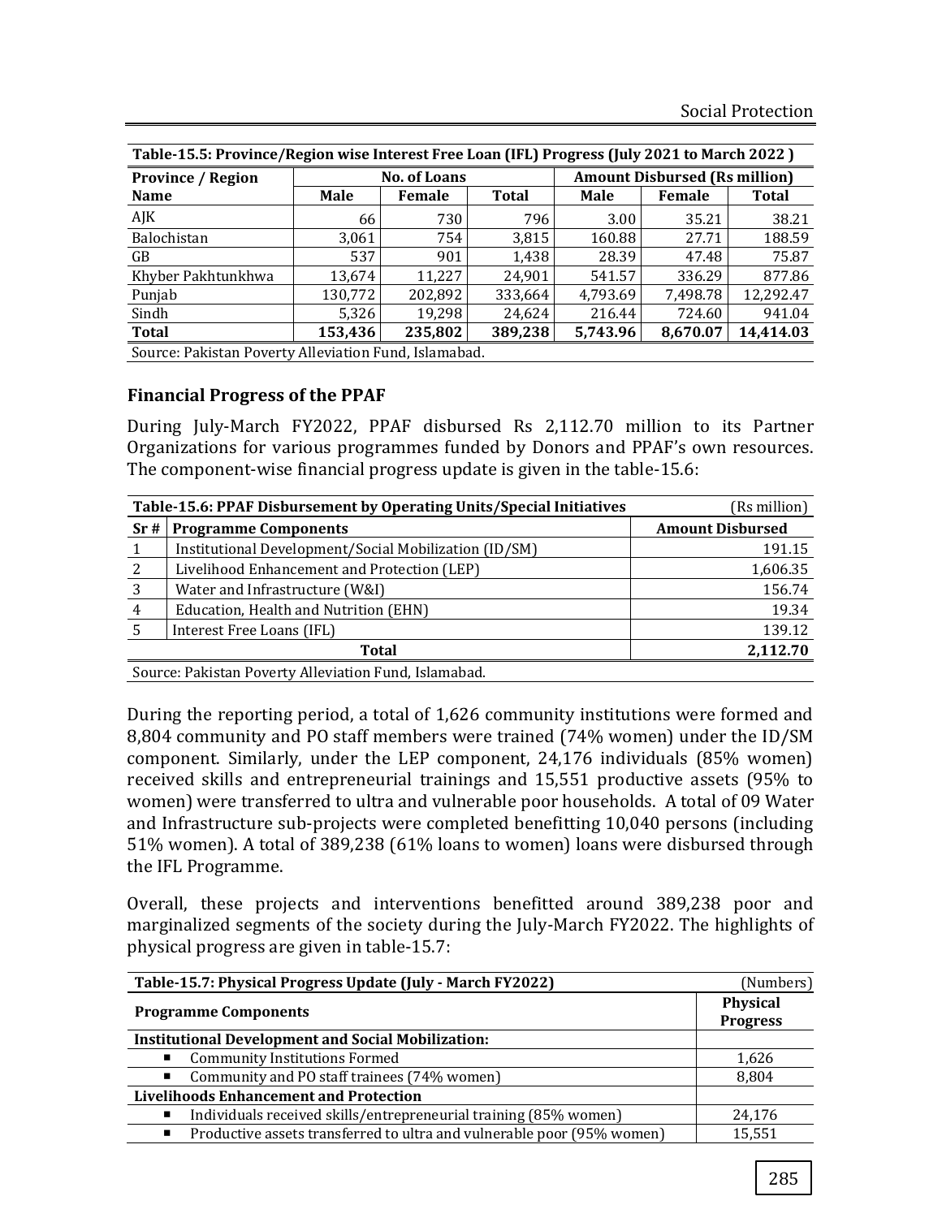| Table-15.5: Province/Region wise Interest Free Loan (IFL) Progress (July 2021 to March 2022 ) | | | | | | |
|---|---|---|---|---|---|---|
| **Province / Region Name** | **No. of Loans** | | | **Amount Disbursed (Rs million)** | | |
| | **Male** | **Female** | **Total** | **Male** | **Female** | **Total** |
| AJK | 66 | 730 | 796 | 3.00 | 35.21 | 38.21 |
| Balochistan | 3,061 | 754 | 3,815 | 160.88 | 27.71 | 188.59 |
| GB | 537 | 901 | 1,438 | 28.39 | 47.48 | 75.87 |
| Khyber Pakhtunkhwa | 13,674 | 11,227 | 24,901 | 541.57 | 336.29 | 877.86 |
| Punjab | 130,772 | 202,892 | 333,664 | 4,793.69 | 7,498.78 | 12,292.47 |
| Sindh | 5,326 | 19,298 | 24,624 | 216.44 | 724.60 | 941.04 |
| **Total** | **153,436** | **235,802** | **389,238** | **5,743.96** | **8,670.07** | **14,414.03** |

Source: Pakistan Poverty Alleviation Fund, Islamabad.

### Financial Progress of the PPAF

During July-March FY2022, PPAF disbursed Rs 2,112.70 million to its Partner Organizations for various programmes funded by Donors and PPAF's own resources. The component-wise financial progress update is given in the table-15.6:

| Table-15.6: PPAF Disbursement by Operating Units/Special Initiatives | | (Rs million) |
|---|---|---|
| **Sr #** | **Programme Components** | **Amount Disbursed** |
| 1 | Institutional Development/Social Mobilization (ID/SM) | 191.15 |
| 2 | Livelihood Enhancement and Protection (LEP) | 1,606.35 |
| 3 | Water and Infrastructure (W&I) | 156.74 |
| 4 | Education, Health and Nutrition (EHN) | 19.34 |
| 5 | Interest Free Loans (IFL) | 139.12 |
| | **Total** | **2,112.70** |

Source: Pakistan Poverty Alleviation Fund, Islamabad.

During the reporting period, a total of 1,626 community institutions were formed and 8,804 community and PO staff members were trained (74% women) under the ID/SM component. Similarly, under the LEP component, 24,176 individuals (85% women) received skills and entrepreneurial trainings and 15,551 productive assets (95% to women) were transferred to ultra and vulnerable poor households. A total of 09 Water and Infrastructure sub-projects were completed benefitting 10,040 persons (including 51% women). A total of 389,238 (61% loans to women) loans were disbursed through the IFL Programme.

Overall, these projects and interventions benefitted around 389,238 poor and marginalized segments of the society during the July-March FY2022. The highlights of physical progress are given in table-15.7:

| Table-15.7: Physical Progress Update (July - March FY2022) | (Numbers) |
|---|---|
| **Programme Components** | **Physical Progress** |
| **Institutional Development and Social Mobilization:** | |
| ▪ Community Institutions Formed | 1,626 |
| ▪ Community and PO staff trainees (74% women) | 8,804 |
| **Livelihoods Enhancement and Protection** | |
| ▪ Individuals received skills/entrepreneurial training (85% women) | 24,176 |
| ▪ Productive assets transferred to ultra and vulnerable poor (95% women) | 15,551 |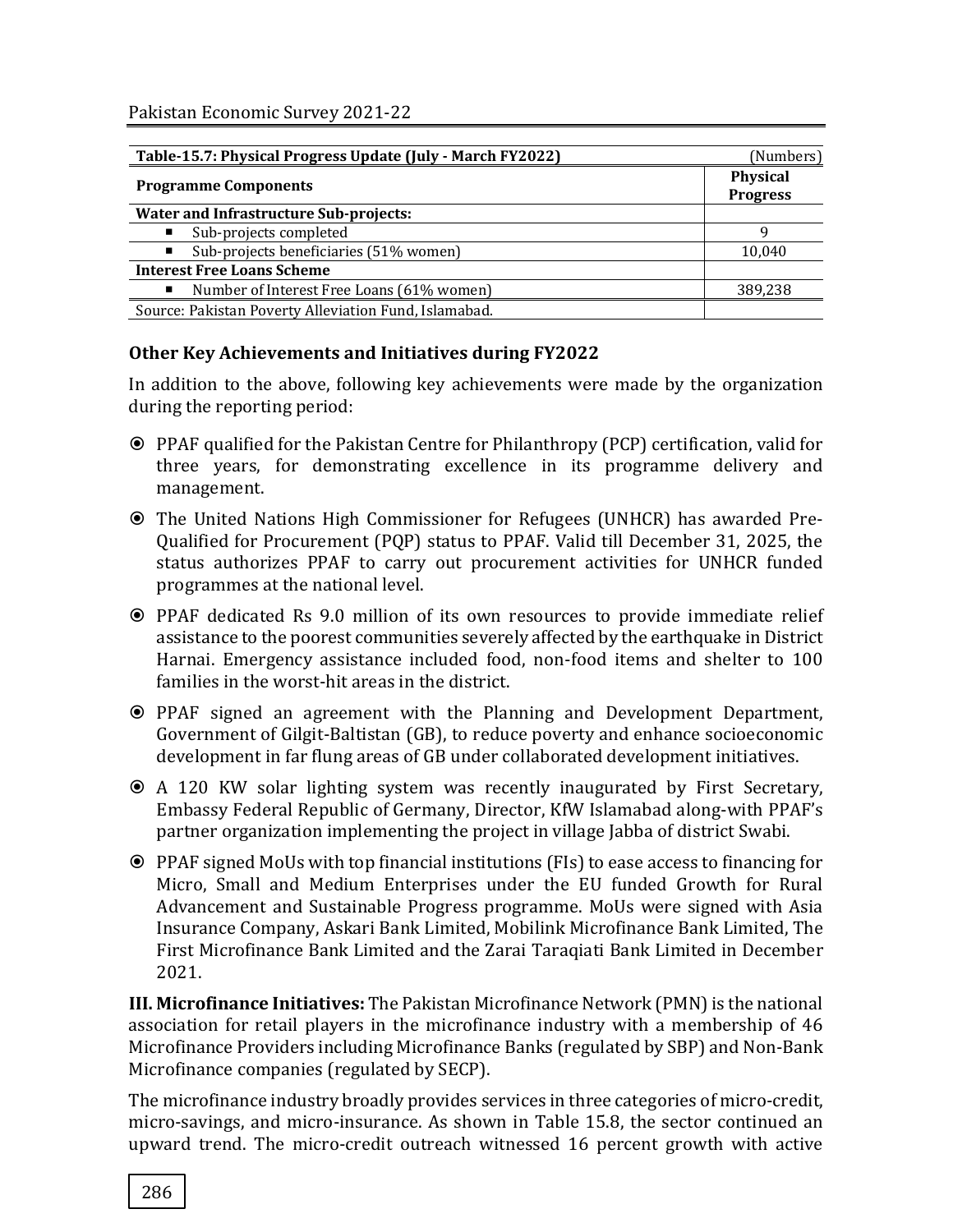**Table-15.7: Physical Progress Update (July - March FY2022)** (Numbers)

| Programme Components | Physical Progress |
|---|---|
| **Water and Infrastructure Sub-projects:** | |
| ▪ Sub-projects completed | 9 |
| ▪ Sub-projects beneficiaries (51% women) | 10,040 |
| **Interest Free Loans Scheme** | |
| ▪ Number of Interest Free Loans (61% women) | 389,238 |

Source: Pakistan Poverty Alleviation Fund, Islamabad.

### Other Key Achievements and Initiatives during FY2022

In addition to the above, following key achievements were made by the organization during the reporting period:

- PPAF qualified for the Pakistan Centre for Philanthropy (PCP) certification, valid for three years, for demonstrating excellence in its programme delivery and management.
- The United Nations High Commissioner for Refugees (UNHCR) has awarded Pre-Qualified for Procurement (PQP) status to PPAF. Valid till December 31, 2025, the status authorizes PPAF to carry out procurement activities for UNHCR funded programmes at the national level.
- PPAF dedicated Rs 9.0 million of its own resources to provide immediate relief assistance to the poorest communities severely affected by the earthquake in District Harnai. Emergency assistance included food, non-food items and shelter to 100 families in the worst-hit areas in the district.
- PPAF signed an agreement with the Planning and Development Department, Government of Gilgit-Baltistan (GB), to reduce poverty and enhance socioeconomic development in far flung areas of GB under collaborated development initiatives.
- A 120 KW solar lighting system was recently inaugurated by First Secretary, Embassy Federal Republic of Germany, Director, KfW Islamabad along-with PPAF's partner organization implementing the project in village Jabba of district Swabi.
- PPAF signed MoUs with top financial institutions (FIs) to ease access to financing for Micro, Small and Medium Enterprises under the EU funded Growth for Rural Advancement and Sustainable Progress programme. MoUs were signed with Asia Insurance Company, Askari Bank Limited, Mobilink Microfinance Bank Limited, The First Microfinance Bank Limited and the Zarai Taraqiati Bank Limited in December 2021.

**III. Microfinance Initiatives:** The Pakistan Microfinance Network (PMN) is the national association for retail players in the microfinance industry with a membership of 46 Microfinance Providers including Microfinance Banks (regulated by SBP) and Non-Bank Microfinance companies (regulated by SECP).

The microfinance industry broadly provides services in three categories of micro-credit, micro-savings, and micro-insurance. As shown in Table 15.8, the sector continued an upward trend. The micro-credit outreach witnessed 16 percent growth with active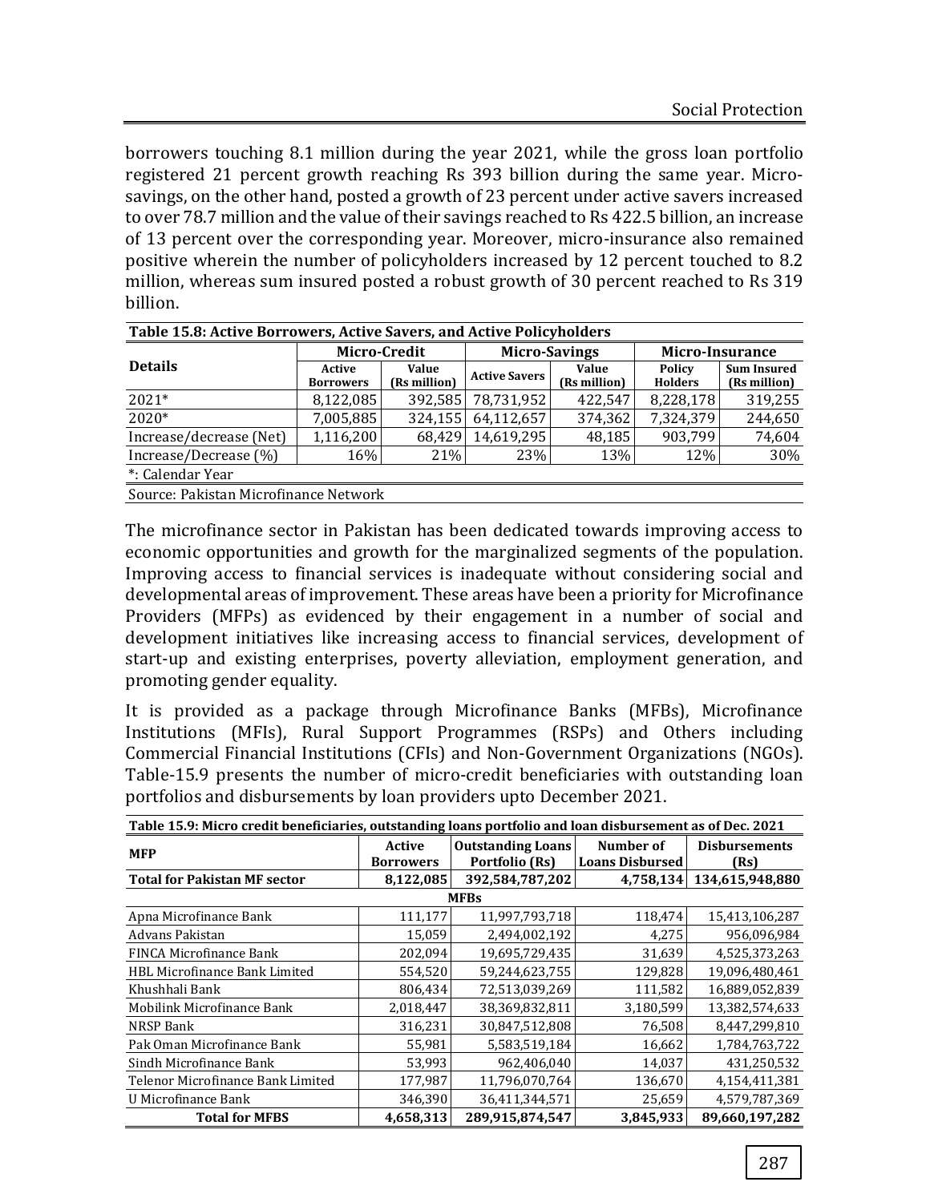borrowers touching 8.1 million during the year 2021, while the gross loan portfolio registered 21 percent growth reaching Rs 393 billion during the same year. Micro-savings, on the other hand, posted a growth of 23 percent under active savers increased to over 78.7 million and the value of their savings reached to Rs 422.5 billion, an increase of 13 percent over the corresponding year. Moreover, micro-insurance also remained positive wherein the number of policyholders increased by 12 percent touched to 8.2 million, whereas sum insured posted a robust growth of 30 percent reached to Rs 319 billion.

**Table 15.8: Active Borrowers, Active Savers, and Active Policyholders**

| Details | Micro-Credit | | Micro-Savings | | Micro-Insurance | |
|---|---|---|---|---|---|---|
| | Active Borrowers | Value (Rs million) | Active Savers | Value (Rs million) | Policy Holders | Sum Insured (Rs million) |
| 2021* | 8,122,085 | 392,585 | 78,731,952 | 422,547 | 8,228,178 | 319,255 |
| 2020* | 7,005,885 | 324,155 | 64,112,657 | 374,362 | 7,324,379 | 244,650 |
| Increase/decrease (Net) | 1,116,200 | 68,429 | 14,619,295 | 48,185 | 903,799 | 74,604 |
| Increase/Decrease (%) | 16% | 21% | 23% | 13% | 12% | 30% |

*: Calendar Year

Source: Pakistan Microfinance Network

The microfinance sector in Pakistan has been dedicated towards improving access to economic opportunities and growth for the marginalized segments of the population. Improving access to financial services is inadequate without considering social and developmental areas of improvement. These areas have been a priority for Microfinance Providers (MFPs) as evidenced by their engagement in a number of social and development initiatives like increasing access to financial services, development of start-up and existing enterprises, poverty alleviation, employment generation, and promoting gender equality.

It is provided as a package through Microfinance Banks (MFBs), Microfinance Institutions (MFIs), Rural Support Programmes (RSPs) and Others including Commercial Financial Institutions (CFIs) and Non-Government Organizations (NGOs). Table-15.9 presents the number of micro-credit beneficiaries with outstanding loan portfolios and disbursements by loan providers upto December 2021.

**Table 15.9: Micro credit beneficiaries, outstanding loans portfolio and loan disbursement as of Dec. 2021**

| MFP | Active Borrowers | Outstanding Loans Portfolio (Rs) | Number of Loans Disbursed | Disbursements (Rs) |
|---|---|---|---|---|
| **Total for Pakistan MF sector** | **8,122,085** | **392,584,787,202** | **4,758,134** | **134,615,948,880** |
| **MFBs** | | | | |
| Apna Microfinance Bank | 111,177 | 11,997,793,718 | 118,474 | 15,413,106,287 |
| Advans Pakistan | 15,059 | 2,494,002,192 | 4,275 | 956,096,984 |
| FINCA Microfinance Bank | 202,094 | 19,695,729,435 | 31,639 | 4,525,373,263 |
| HBL Microfinance Bank Limited | 554,520 | 59,244,623,755 | 129,828 | 19,096,480,461 |
| Khushhali Bank | 806,434 | 72,513,039,269 | 111,582 | 16,889,052,839 |
| Mobilink Microfinance Bank | 2,018,447 | 38,369,832,811 | 3,180,599 | 13,382,574,633 |
| NRSP Bank | 316,231 | 30,847,512,808 | 76,508 | 8,447,299,810 |
| Pak Oman Microfinance Bank | 55,981 | 5,583,519,184 | 16,662 | 1,784,763,722 |
| Sindh Microfinance Bank | 53,993 | 962,406,040 | 14,037 | 431,250,532 |
| Telenor Microfinance Bank Limited | 177,987 | 11,796,070,764 | 136,670 | 4,154,411,381 |
| U Microfinance Bank | 346,390 | 36,411,344,571 | 25,659 | 4,579,787,369 |
| **Total for MFBS** | **4,658,313** | **289,915,874,547** | **3,845,933** | **89,660,197,282** |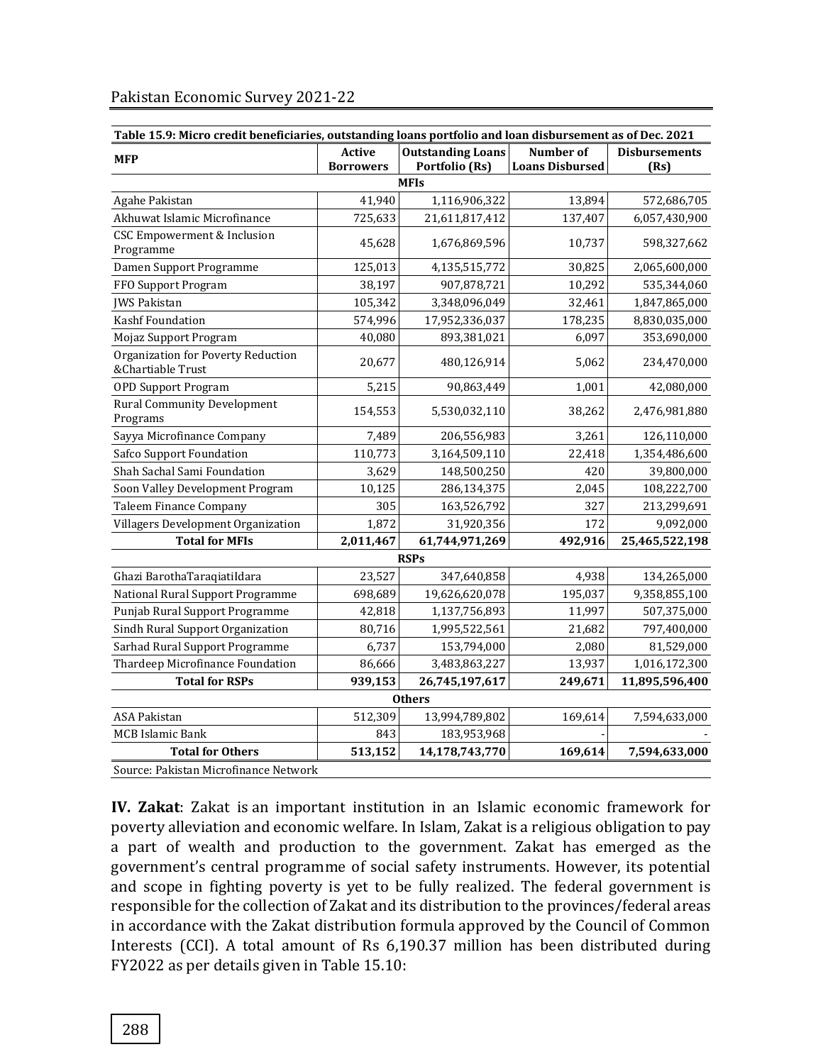**Table 15.9: Micro credit beneficiaries, outstanding loans portfolio and loan disbursement as of Dec. 2021**

| MFP | Active Borrowers | Outstanding Loans Portfolio (Rs) | Number of Loans Disbursed | Disbursements (Rs) |
|---|---|---|---|---|
| **MFIs** | | | | |
| Agahe Pakistan | 41,940 | 1,116,906,322 | 13,894 | 572,686,705 |
| Akhuwat Islamic Microfinance | 725,633 | 21,611,817,412 | 137,407 | 6,057,430,900 |
| CSC Empowerment & Inclusion Programme | 45,628 | 1,676,869,596 | 10,737 | 598,327,662 |
| Damen Support Programme | 125,013 | 4,135,515,772 | 30,825 | 2,065,600,000 |
| FFO Support Program | 38,197 | 907,878,721 | 10,292 | 535,344,060 |
| JWS Pakistan | 105,342 | 3,348,096,049 | 32,461 | 1,847,865,000 |
| Kashf Foundation | 574,996 | 17,952,336,037 | 178,235 | 8,830,035,000 |
| Mojaz Support Program | 40,080 | 893,381,021 | 6,097 | 353,690,000 |
| Organization for Poverty Reduction &Chartiable Trust | 20,677 | 480,126,914 | 5,062 | 234,470,000 |
| OPD Support Program | 5,215 | 90,863,449 | 1,001 | 42,080,000 |
| Rural Community Development Programs | 154,553 | 5,530,032,110 | 38,262 | 2,476,981,880 |
| Sayya Microfinance Company | 7,489 | 206,556,983 | 3,261 | 126,110,000 |
| Safco Support Foundation | 110,773 | 3,164,509,110 | 22,418 | 1,354,486,600 |
| Shah Sachal Sami Foundation | 3,629 | 148,500,250 | 420 | 39,800,000 |
| Soon Valley Development Program | 10,125 | 286,134,375 | 2,045 | 108,222,700 |
| Taleem Finance Company | 305 | 163,526,792 | 327 | 213,299,691 |
| Villagers Development Organization | 1,872 | 31,920,356 | 172 | 9,092,000 |
| **Total for MFIs** | **2,011,467** | **61,744,971,269** | **492,916** | **25,465,522,198** |
| **RSPs** | | | | |
| Ghazi BarothaTaraqiatiIdara | 23,527 | 347,640,858 | 4,938 | 134,265,000 |
| National Rural Support Programme | 698,689 | 19,626,620,078 | 195,037 | 9,358,855,100 |
| Punjab Rural Support Programme | 42,818 | 1,137,756,893 | 11,997 | 507,375,000 |
| Sindh Rural Support Organization | 80,716 | 1,995,522,561 | 21,682 | 797,400,000 |
| Sarhad Rural Support Programme | 6,737 | 153,794,000 | 2,080 | 81,529,000 |
| Thardeep Microfinance Foundation | 86,666 | 3,483,863,227 | 13,937 | 1,016,172,300 |
| **Total for RSPs** | **939,153** | **26,745,197,617** | **249,671** | **11,895,596,400** |
| **Others** | | | | |
| ASA Pakistan | 512,309 | 13,994,789,802 | 169,614 | 7,594,633,000 |
| MCB Islamic Bank | 843 | 183,953,968 | - | - |
| **Total for Others** | **513,152** | **14,178,743,770** | **169,614** | **7,594,633,000** |

Source: Pakistan Microfinance Network

**IV. Zakat**: Zakat is an important institution in an Islamic economic framework for poverty alleviation and economic welfare. In Islam, Zakat is a religious obligation to pay a part of wealth and production to the government. Zakat has emerged as the government's central programme of social safety instruments. However, its potential and scope in fighting poverty is yet to be fully realized. The federal government is responsible for the collection of Zakat and its distribution to the provinces/federal areas in accordance with the Zakat distribution formula approved by the Council of Common Interests (CCI). A total amount of Rs 6,190.37 million has been distributed during FY2022 as per details given in Table 15.10: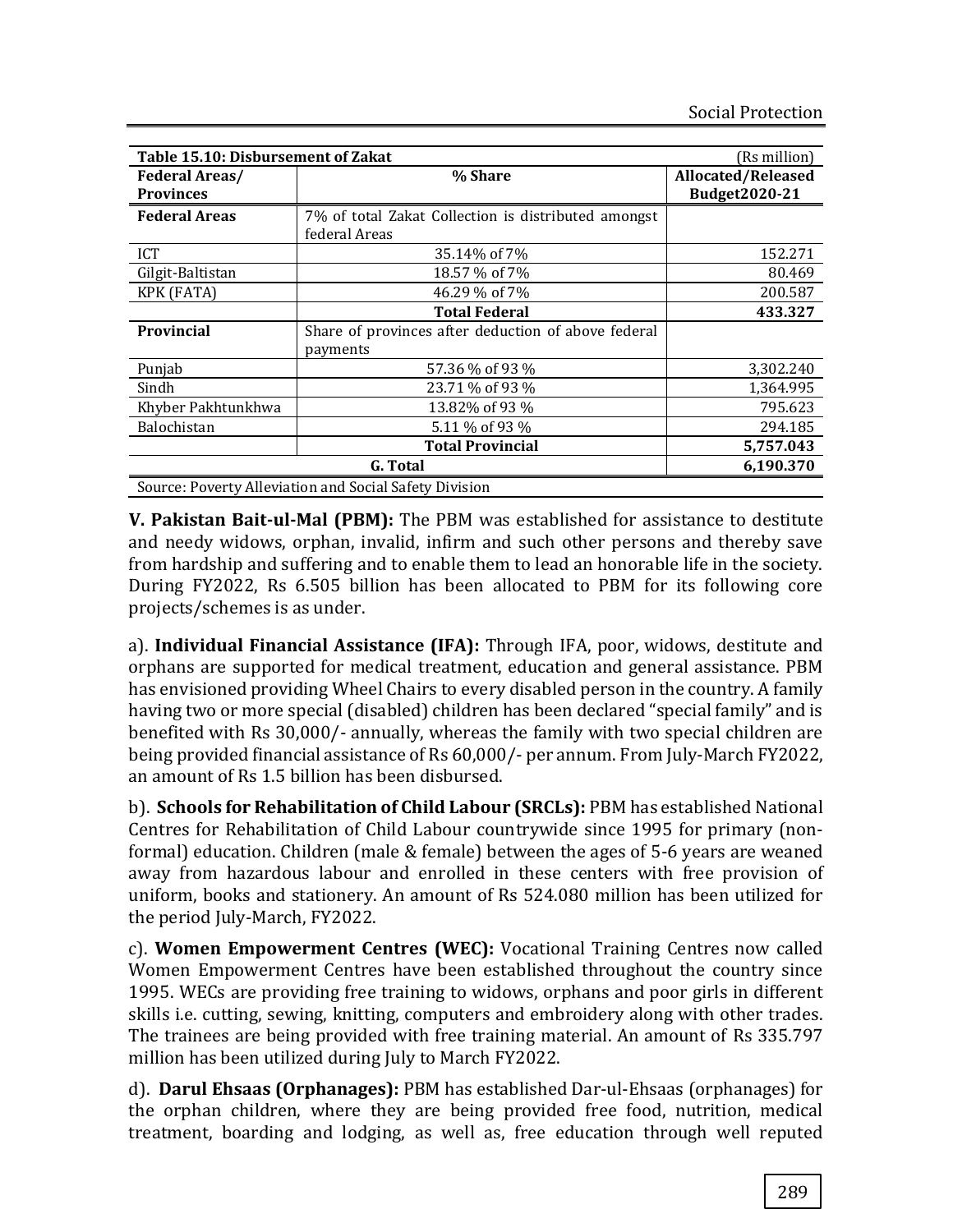**Table 15.10: Disbursement of Zakat** (Rs million)

| Federal Areas/ Provinces | % Share | Allocated/Released Budget2020-21 |
|---|---|---|
| **Federal Areas** | 7% of total Zakat Collection is distributed amongst federal Areas | |
| ICT | 35.14% of 7% | 152.271 |
| Gilgit-Baltistan | 18.57 % of 7% | 80.469 |
| KPK (FATA) | 46.29 % of 7% | 200.587 |
| | **Total Federal** | **433.327** |
| **Provincial** | Share of provinces after deduction of above federal payments | |
| Punjab | 57.36 % of 93 % | 3,302.240 |
| Sindh | 23.71 % of 93 % | 1,364.995 |
| Khyber Pakhtunkhwa | 13.82% of 93 % | 795.623 |
| Balochistan | 5.11 % of 93 % | 294.185 |
| | **Total Provincial** | **5,757.043** |
| **G. Total** | | **6,190.370** |

Source: Poverty Alleviation and Social Safety Division

**V. Pakistan Bait-ul-Mal (PBM):** The PBM was established for assistance to destitute and needy widows, orphan, invalid, infirm and such other persons and thereby save from hardship and suffering and to enable them to lead an honorable life in the society. During FY2022, Rs 6.505 billion has been allocated to PBM for its following core projects/schemes is as under.

a). **Individual Financial Assistance (IFA):** Through IFA, poor, widows, destitute and orphans are supported for medical treatment, education and general assistance. PBM has envisioned providing Wheel Chairs to every disabled person in the country. A family having two or more special (disabled) children has been declared "special family" and is benefited with Rs 30,000/- annually, whereas the family with two special children are being provided financial assistance of Rs 60,000/- per annum. From July-March FY2022, an amount of Rs 1.5 billion has been disbursed.

b). **Schools for Rehabilitation of Child Labour (SRCLs):** PBM has established National Centres for Rehabilitation of Child Labour countrywide since 1995 for primary (non-formal) education. Children (male & female) between the ages of 5-6 years are weaned away from hazardous labour and enrolled in these centers with free provision of uniform, books and stationery. An amount of Rs 524.080 million has been utilized for the period July-March, FY2022.

c). **Women Empowerment Centres (WEC):** Vocational Training Centres now called Women Empowerment Centres have been established throughout the country since 1995. WECs are providing free training to widows, orphans and poor girls in different skills i.e. cutting, sewing, knitting, computers and embroidery along with other trades. The trainees are being provided with free training material. An amount of Rs 335.797 million has been utilized during July to March FY2022.

d). **Darul Ehsaas (Orphanages):** PBM has established Dar-ul-Ehsaas (orphanages) for the orphan children, where they are being provided free food, nutrition, medical treatment, boarding and lodging, as well as, free education through well reputed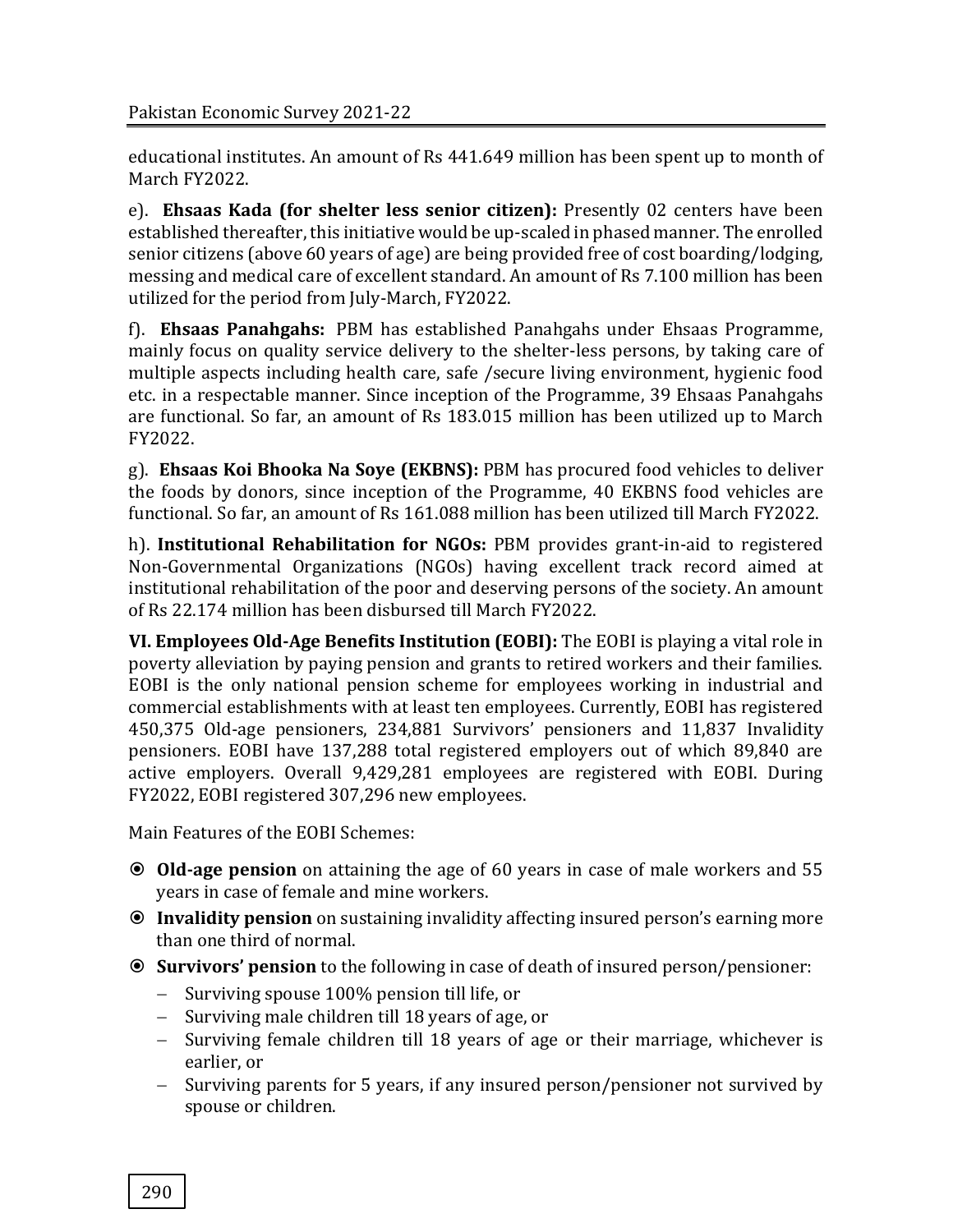educational institutes. An amount of Rs 441.649 million has been spent up to month of March FY2022.

e). **Ehsaas Kada (for shelter less senior citizen):** Presently 02 centers have been established thereafter, this initiative would be up-scaled in phased manner. The enrolled senior citizens (above 60 years of age) are being provided free of cost boarding/lodging, messing and medical care of excellent standard. An amount of Rs 7.100 million has been utilized for the period from July-March, FY2022.

f). **Ehsaas Panahgahs:** PBM has established Panahgahs under Ehsaas Programme, mainly focus on quality service delivery to the shelter-less persons, by taking care of multiple aspects including health care, safe /secure living environment, hygienic food etc. in a respectable manner. Since inception of the Programme, 39 Ehsaas Panahgahs are functional. So far, an amount of Rs 183.015 million has been utilized up to March FY2022.

g). **Ehsaas Koi Bhooka Na Soye (EKBNS):** PBM has procured food vehicles to deliver the foods by donors, since inception of the Programme, 40 EKBNS food vehicles are functional. So far, an amount of Rs 161.088 million has been utilized till March FY2022.

h). **Institutional Rehabilitation for NGOs:** PBM provides grant-in-aid to registered Non-Governmental Organizations (NGOs) having excellent track record aimed at institutional rehabilitation of the poor and deserving persons of the society. An amount of Rs 22.174 million has been disbursed till March FY2022.

**VI. Employees Old-Age Benefits Institution (EOBI):** The EOBI is playing a vital role in poverty alleviation by paying pension and grants to retired workers and their families. EOBI is the only national pension scheme for employees working in industrial and commercial establishments with at least ten employees. Currently, EOBI has registered 450,375 Old-age pensioners, 234,881 Survivors' pensioners and 11,837 Invalidity pensioners. EOBI have 137,288 total registered employers out of which 89,840 are active employers. Overall 9,429,281 employees are registered with EOBI. During FY2022, EOBI registered 307,296 new employees.

Main Features of the EOBI Schemes:

- **Old-age pension** on attaining the age of 60 years in case of male workers and 55 years in case of female and mine workers.
- **Invalidity pension** on sustaining invalidity affecting insured person's earning more than one third of normal.
- **Survivors' pension** to the following in case of death of insured person/pensioner:
  - Surviving spouse 100% pension till life, or
  - Surviving male children till 18 years of age, or
  - Surviving female children till 18 years of age or their marriage, whichever is earlier, or
  - Surviving parents for 5 years, if any insured person/pensioner not survived by spouse or children.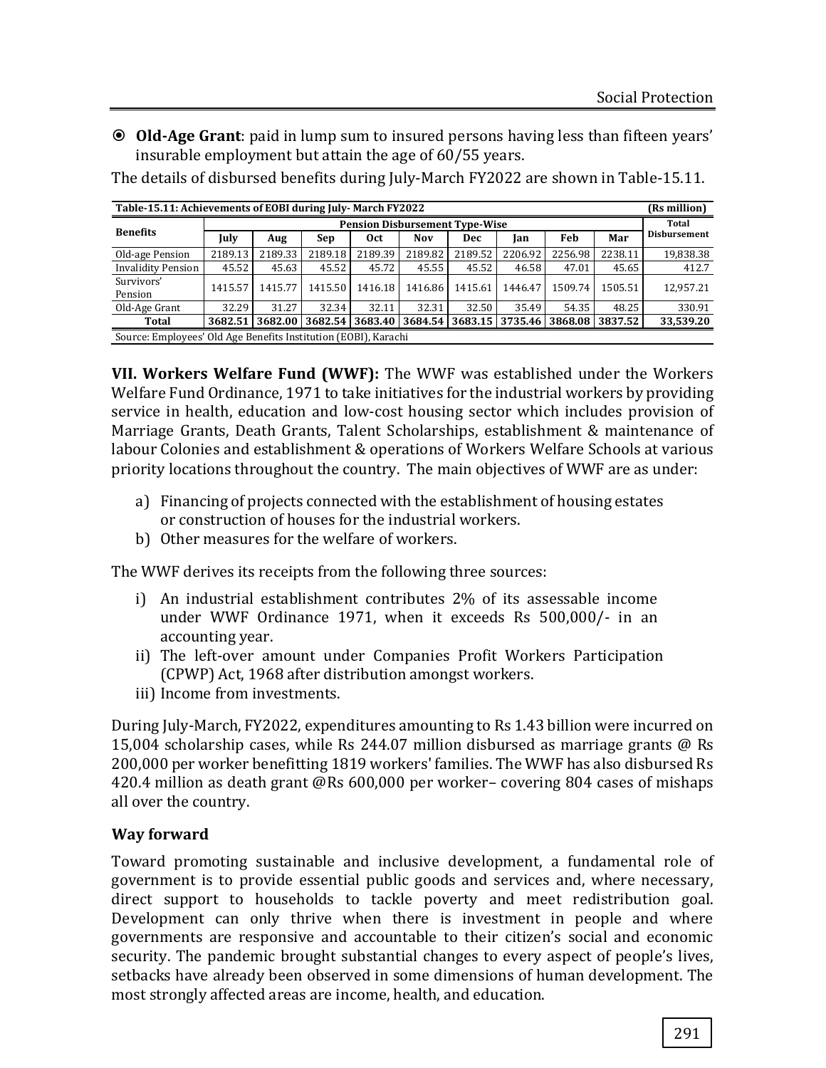- **Old-Age Grant**: paid in lump sum to insured persons having less than fifteen years' insurable employment but attain the age of 60/55 years.

The details of disbursed benefits during July-March FY2022 are shown in Table-15.11.

**Table-15.11: Achievements of EOBI during July- March FY2022** (Rs million)

| Benefits | Pension Disbursement Type-Wise | | | | | | | | | Total Disbursement |
|---|---|---|---|---|---|---|---|---|---|---|
| | July | Aug | Sep | Oct | Nov | Dec | Jan | Feb | Mar | |
| Old-age Pension | 2189.13 | 2189.33 | 2189.18 | 2189.39 | 2189.82 | 2189.52 | 2206.92 | 2256.98 | 2238.11 | 19,838.38 |
| Invalidity Pension | 45.52 | 45.63 | 45.52 | 45.72 | 45.55 | 45.52 | 46.58 | 47.01 | 45.65 | 412.7 |
| Survivors' Pension | 1415.57 | 1415.77 | 1415.50 | 1416.18 | 1416.86 | 1415.61 | 1446.47 | 1509.74 | 1505.51 | 12,957.21 |
| Old-Age Grant | 32.29 | 31.27 | 32.34 | 32.11 | 32.31 | 32.50 | 35.49 | 54.35 | 48.25 | 330.91 |
| **Total** | **3682.51** | **3682.00** | **3682.54** | **3683.40** | **3684.54** | **3683.15** | **3735.46** | **3868.08** | **3837.52** | **33,539.20** |

Source: Employees' Old Age Benefits Institution (EOBI), Karachi

**VII. Workers Welfare Fund (WWF):** The WWF was established under the Workers Welfare Fund Ordinance, 1971 to take initiatives for the industrial workers by providing service in health, education and low-cost housing sector which includes provision of Marriage Grants, Death Grants, Talent Scholarships, establishment & maintenance of labour Colonies and establishment & operations of Workers Welfare Schools at various priority locations throughout the country. The main objectives of WWF are as under:

a) Financing of projects connected with the establishment of housing estates or construction of houses for the industrial workers.
b) Other measures for the welfare of workers.

The WWF derives its receipts from the following three sources:

i) An industrial establishment contributes 2% of its assessable income under WWF Ordinance 1971, when it exceeds Rs 500,000/- in an accounting year.
ii) The left-over amount under Companies Profit Workers Participation (CPWP) Act, 1968 after distribution amongst workers.
iii) Income from investments.

During July-March, FY2022, expenditures amounting to Rs 1.43 billion were incurred on 15,004 scholarship cases, while Rs 244.07 million disbursed as marriage grants @ Rs 200,000 per worker benefitting 1819 workers' families. The WWF has also disbursed Rs 420.4 million as death grant @Rs 600,000 per worker– covering 804 cases of mishaps all over the country.

### Way forward

Toward promoting sustainable and inclusive development, a fundamental role of government is to provide essential public goods and services and, where necessary, direct support to households to tackle poverty and meet redistribution goal. Development can only thrive when there is investment in people and where governments are responsive and accountable to their citizen's social and economic security. The pandemic brought substantial changes to every aspect of people's lives, setbacks have already been observed in some dimensions of human development. The most strongly affected areas are income, health, and education.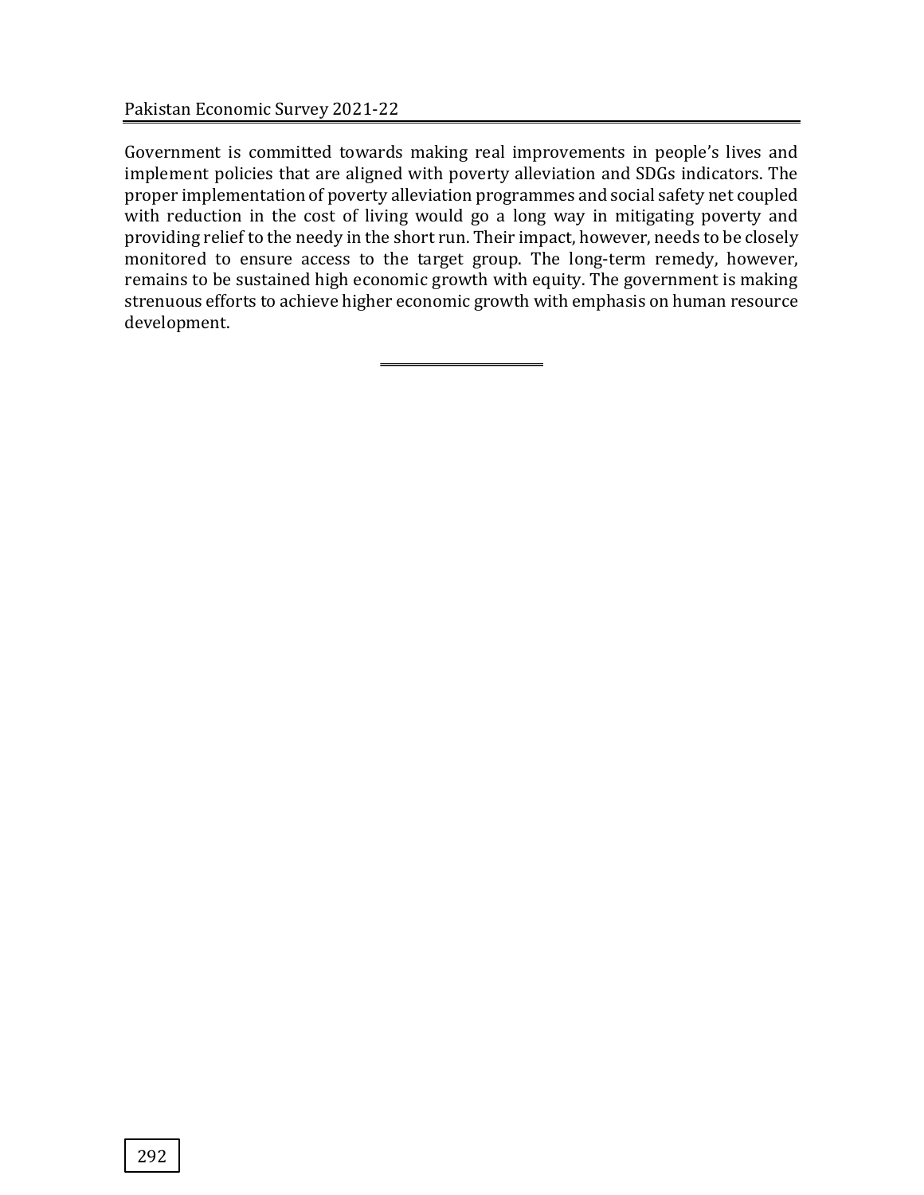Government is committed towards making real improvements in people's lives and implement policies that are aligned with poverty alleviation and SDGs indicators. The proper implementation of poverty alleviation programmes and social safety net coupled with reduction in the cost of living would go a long way in mitigating poverty and providing relief to the needy in the short run. Their impact, however, needs to be closely monitored to ensure access to the target group. The long-term remedy, however, remains to be sustained high economic growth with equity. The government is making strenuous efforts to achieve higher economic growth with emphasis on human resource development.